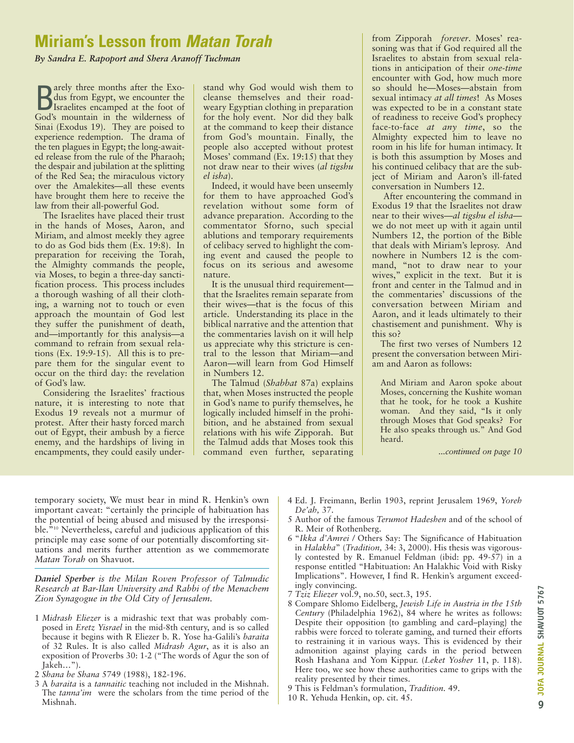# Miriam's Lesson from *Matan Torah*

*By Sandra E. Rapoport and Shera Aranoff Tuchman*

Barely three months after the Exodus from Egypt, we encounter the Israelites encamped at the foot of God's mountain in the wilderness of Sinai (Exodus 19). They are poised to experience redemption. The drama of the ten plagues in Egypt; the long-awaited release from the rule of the Pharaoh; the despair and jubilation at the splitting of the Red Sea; the miraculous victory over the Amalekites—all these events have brought them here to receive the law from their all-powerful God.

The Israelites have placed their trust in the hands of Moses, Aaron, and Miriam, and almost meekly they agree to do as God bids them (Ex. 19:8). In preparation for receiving the Torah, the Almighty commands the people, via Moses, to begin a three-day sanctification process. This process includes a thorough washing of all their clothing, a warning not to touch or even approach the mountain of God lest they suffer the punishment of death, and—importantly for this analysis—a command to refrain from sexual relations (Ex. 19:9-15). All this is to prepare them for the singular event to occur on the third day: the revelation of God's law.

Considering the Israelites' fractious nature, it is interesting to note that Exodus 19 reveals not a murmur of protest. After their hasty forced march out of Egypt, their ambush by a fierce enemy, and the hardships of living in encampments, they could easily understand why God would wish them to cleanse themselves and their road-weary Egyptian clothing in preparation for the holy event. Nor did they balk at the command to keep their distance from God's mountain. Finally, the people also accepted without protest Moses' command (Ex. 19:15) that they not draw near to their wives (*al tigshu el isha*).

Indeed, it would have been unseemly for them to have approached God's revelation without some form of advance preparation. According to the commentator Sforno, such special ablutions and temporary requirements of celibacy served to highlight the coming event and caused the people to focus on its serious and awesome nature.

It is the unusual third requirement—that the Israelites remain separate from their wives—that is the focus of this article. Understanding its place in the biblical narrative and the attention that the commentaries lavish on it will help us appreciate why this stricture is central to the lesson that Miriam—and Aaron—will learn from God Himself in Numbers 12.

The Talmud (*Shabbat* 87a) explains that, when Moses instructed the people in God's name to purify themselves, he logically included himself in the prohibition, and he abstained from sexual relations with his wife Zipporah. But the Talmud adds that Moses took this command even further, separating from Zipporah *forever*. Moses' reasoning was that if God required all the Israelites to abstain from sexual relations in anticipation of their *one-time* encounter with God, how much more so should he—Moses—abstain from sexual intimacy *at all times*! As Moses was expected to be in a constant state of readiness to receive God's prophecy face-to-face *at any time*, so the Almighty expected him to leave no room in his life for human intimacy. It is both this assumption by Moses and his continued celibacy that are the subject of Miriam and Aaron's ill-fated conversation in Numbers 12.

After encountering the command in Exodus 19 that the Israelites not draw near to their wives—*al tigshu el isha*—we do not meet up with it again until Numbers 12, the portion of the Bible that deals with Miriam's leprosy. And nowhere in Numbers 12 is the command, "not to draw near to your wives," explicit in the text. But it is front and center in the Talmud and in the commentaries' discussions of the conversation between Miriam and Aaron, and it leads ultimately to their chastisement and punishment. Why is this so?

The first two verses of Numbers 12 present the conversation between Miriam and Aaron as follows:

> And Miriam and Aaron spoke about Moses, concerning the Kushite woman that he took, for he took a Kushite woman. And they said, "Is it only through Moses that God speaks? For He also speaks through us." And God heard.

*...continued on page 10*

---

temporary society, We must bear in mind R. Henkin's own important caveat: "certainly the principle of habituation has the potential of being abused and misused by the irresponsible."[10] Nevertheless, careful and judicious application of this principle may ease some of our potentially discomforting situations and merits further attention as we commemorate *Matan Torah* on Shavuot.

***Daniel Sperber** is the Milan Roven Professor of Talmudic Research at Bar-Ilan University and Rabbi of the Menachem Zion Synagogue in the Old City of Jerusalem.*

1 *Midrash Eliezer* is a midrashic text that was probably composed in *Eretz Yisrael* in the mid-8th century, and is so called because it begins with R Eliezer b. R. Yose ha-Galili's *baraita* of 32 Rules. It is also called *Midrash Agur*, as it is also an exposition of Proverbs 30: 1-2 ("The words of Agur the son of Jakeh…").

2 *Shana be Shana* 5749 (1988), 182-196.

3 A *baraita* is a *tannaitic* teaching not included in the Mishnah. The *tanna'im* were the scholars from the time period of the Mishnah.

4 Ed. J. Freimann, Berlin 1903, reprint Jerusalem 1969, *Yoreh De'ah,* 37.

5 Author of the famous *Terumot Hadeshen* and of the school of R. Meir of Rothenberg.

6 "*Ikka d'Amrei* / Others Say: The Significance of Habituation in *Halakha*" (*Tradition,* 34: 3, 2000). His thesis was vigorously contested by R. Emanuel Feldman (ibid: pp. 49-57) in a response entitled "Habituation: An Halakhic Void with Risky Implications". However, I find R. Henkin's argument exceedingly convincing.

7 *Tziz Eliezer* vol.9, no.50, sect.3, 195.

8 Compare Shlomo Eidelberg, *Jewish Life in Austria in the 15th Century* (Philadelphia 1962), 84 where he writes as follows: Despite their opposition {to gambling and card–playing} the rabbis were forced to tolerate gaming, and turned their efforts to restraining it in various ways. This is evidenced by their admonition against playing cards in the period between Rosh Hashana and Yom Kippur. (*Leket Yosher* 11, p. 118). Here too, we see how these authorities came to grips with the reality presented by their times.

9 This is Feldman's formulation, *Tradition.* 49.

10 R. Yehuda Henkin, op. cit. 45.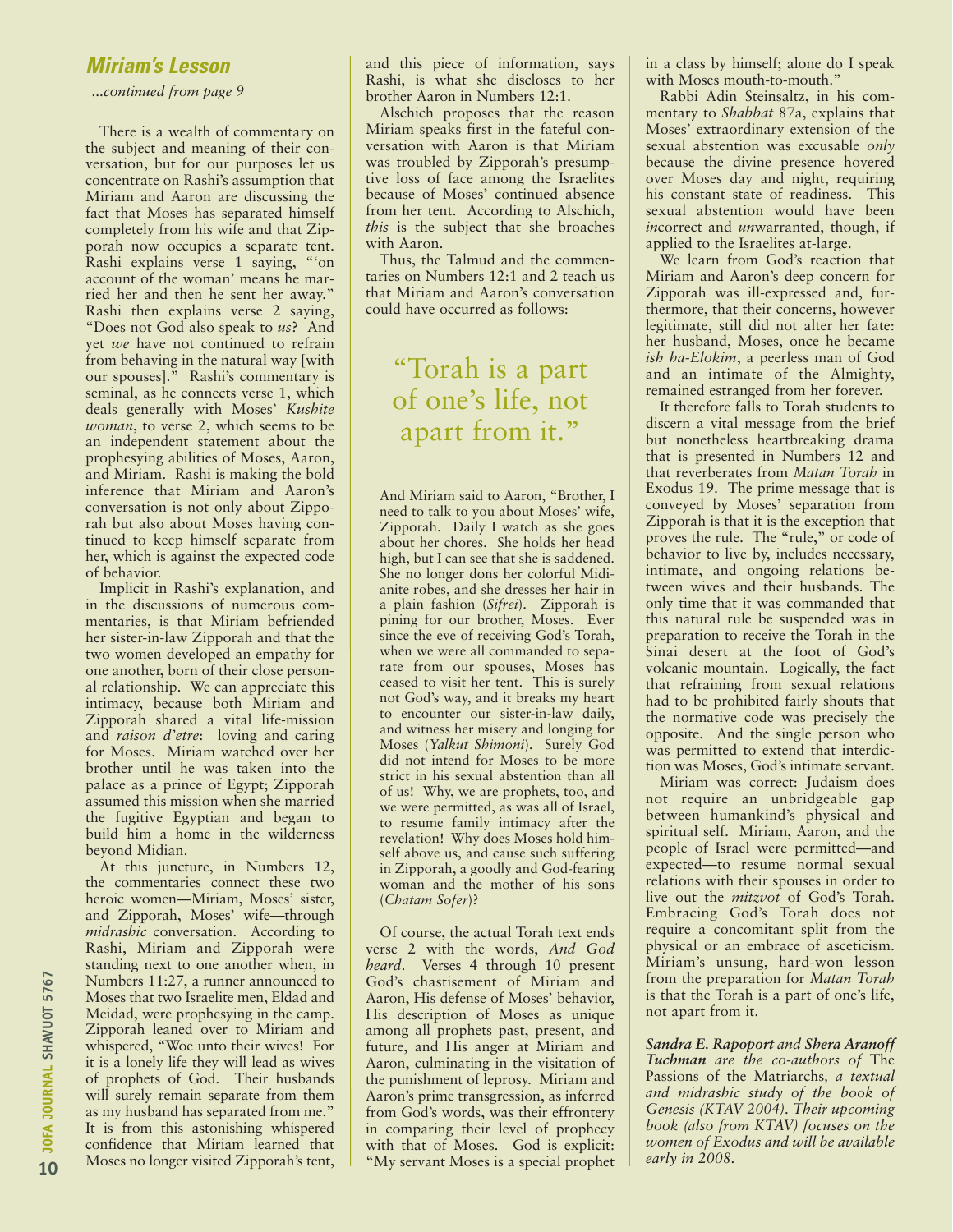## Miriam's Lesson

*...continued from page 9*

There is a wealth of commentary on the subject and meaning of their conversation, but for our purposes let us concentrate on Rashi's assumption that Miriam and Aaron are discussing the fact that Moses has separated himself completely from his wife and that Zipporah now occupies a separate tent. Rashi explains verse 1 saying, "'on account of the woman' means he married her and then he sent her away." Rashi then explains verse 2 saying, "Does not God also speak to *us*? And yet *we* have not continued to refrain from behaving in the natural way [with our spouses]." Rashi's commentary is seminal, as he connects verse 1, which deals generally with Moses' *Kushite woman*, to verse 2, which seems to be an independent statement about the prophesying abilities of Moses, Aaron, and Miriam. Rashi is making the bold inference that Miriam and Aaron's conversation is not only about Zipporah but also about Moses having continued to keep himself separate from her, which is against the expected code of behavior.

Implicit in Rashi's explanation, and in the discussions of numerous commentaries, is that Miriam befriended her sister-in-law Zipporah and that the two women developed an empathy for one another, born of their close personal relationship. We can appreciate this intimacy, because both Miriam and Zipporah shared a vital life-mission and *raison d'etre*: loving and caring for Moses. Miriam watched over her brother until he was taken into the palace as a prince of Egypt; Zipporah assumed this mission when she married the fugitive Egyptian and began to build him a home in the wilderness beyond Midian.

At this juncture, in Numbers 12, the commentaries connect these two heroic women—Miriam, Moses' sister, and Zipporah, Moses' wife—through *midrashic* conversation. According to Rashi, Miriam and Zipporah were standing next to one another when, in Numbers 11:27, a runner announced to Moses that two Israelite men, Eldad and Meidad, were prophesying in the camp. Zipporah leaned over to Miriam and whispered, "Woe unto their wives! For it is a lonely life they will lead as wives of prophets of God. Their husbands will surely remain separate from them as my husband has separated from me." It is from this astonishing whispered confidence that Miriam learned that Moses no longer visited Zipporah's tent, and this piece of information, says Rashi, is what she discloses to her brother Aaron in Numbers 12:1.

Alschich proposes that the reason Miriam speaks first in the fateful conversation with Aaron is that Miriam was troubled by Zipporah's presumptive loss of face among the Israelites because of Moses' continued absence from her tent. According to Alschich, *this* is the subject that she broaches with Aaron.

Thus, the Talmud and the commentaries on Numbers 12:1 and 2 teach us that Miriam and Aaron's conversation could have occurred as follows:

> "Torah is a part of one's life, not apart from it."

And Miriam said to Aaron, "Brother, I need to talk to you about Moses' wife, Zipporah. Daily I watch as she goes about her chores. She holds her head high, but I can see that she is saddened. She no longer dons her colorful Midianite robes, and she dresses her hair in a plain fashion (*Sifrei*). Zipporah is pining for our brother, Moses. Ever since the eve of receiving God's Torah, when we were all commanded to separate from our spouses, Moses has ceased to visit her tent. This is surely not God's way, and it breaks my heart to encounter our sister-in-law daily, and witness her misery and longing for Moses (*Yalkut Shimoni*). Surely God did not intend for Moses to be more strict in his sexual abstention than all of us! Why, we are prophets, too, and we were permitted, as was all of Israel, to resume family intimacy after the revelation! Why does Moses hold himself above us, and cause such suffering in Zipporah, a goodly and God-fearing woman and the mother of his sons (*Chatam Sofer*)?

Of course, the actual Torah text ends verse 2 with the words, *And God heard*. Verses 4 through 10 present God's chastisement of Miriam and Aaron, His defense of Moses' behavior, His description of Moses as unique among all prophets past, present, and future, and His anger at Miriam and Aaron, culminating in the visitation of the punishment of leprosy. Miriam and Aaron's prime transgression, as inferred from God's words, was their effrontery in comparing their level of prophecy with that of Moses. God is explicit: "My servant Moses is a special prophet in a class by himself; alone do I speak with Moses mouth-to-mouth."

Rabbi Adin Steinsaltz, in his commentary to *Shabbat* 87a, explains that Moses' extraordinary extension of the sexual abstention was excusable *only* because the divine presence hovered over Moses day and night, requiring his constant state of readiness. This sexual abstention would have been *in*correct and *un*warranted, though, if applied to the Israelites at-large.

We learn from God's reaction that Miriam and Aaron's deep concern for Zipporah was ill-expressed and, furthermore, that their concerns, however legitimate, still did not alter her fate: her husband, Moses, once he became *ish ha-Elokim*, a peerless man of God and an intimate of the Almighty, remained estranged from her forever.

It therefore falls to Torah students to discern a vital message from the brief but nonetheless heartbreaking drama that is presented in Numbers 12 and that reverberates from *Matan Torah* in Exodus 19. The prime message that is conveyed by Moses' separation from Zipporah is that it is the exception that proves the rule. The "rule," or code of behavior to live by, includes necessary, intimate, and ongoing relations between wives and their husbands. The only time that it was commanded that this natural rule be suspended was in preparation to receive the Torah in the Sinai desert at the foot of God's volcanic mountain. Logically, the fact that refraining from sexual relations had to be prohibited fairly shouts that the normative code was precisely the opposite. And the single person who was permitted to extend that interdiction was Moses, God's intimate servant.

Miriam was correct: Judaism does not require an unbridgeable gap between humankind's physical and spiritual self. Miriam, Aaron, and the people of Israel were permitted—and expected—to resume normal sexual relations with their spouses in order to live out the *mitzvot* of God's Torah. Embracing God's Torah does not require a concomitant split from the physical or an embrace of asceticism. Miriam's unsung, hard-won lesson from the preparation for *Matan Torah* is that the Torah is a part of one's life, not apart from it.

---

***Sandra E. Rapoport** and **Shera Aranoff Tuchman** are the co-authors of* The Passions of the Matriarchs, *a textual and midrashic study of the book of Genesis (KTAV 2004). Their upcoming book (also from KTAV) focuses on the women of Exodus and will be available early in 2008.*